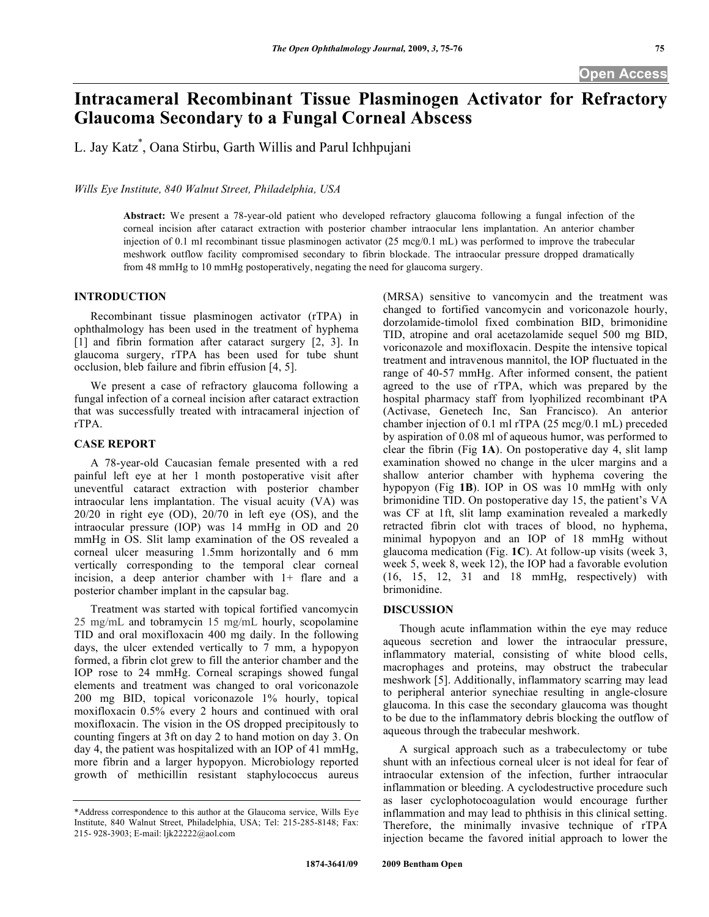**Open Access**

# Intracameral Recombinant Tissue Plasminogen Activator for Refractory Glaucoma Secondary to a Fungal Corneal Abscess

L. Jay Katz*, Oana Stirbu, Garth Willis and Parul Ichhpujani

*Wills Eye Institute, 840 Walnut Street, Philadelphia, USA*

**Abstract:** We present a 78-year-old patient who developed refractory glaucoma following a fungal infection of the corneal incision after cataract extraction with posterior chamber intraocular lens implantation. An anterior chamber injection of 0.1 ml recombinant tissue plasminogen activator (25 mcg/0.1 mL) was performed to improve the trabecular meshwork outflow facility compromised secondary to fibrin blockade. The intraocular pressure dropped dramatically from 48 mmHg to 10 mmHg postoperatively, negating the need for glaucoma surgery.

## INTRODUCTION

Recombinant tissue plasminogen activator (rTPA) in ophthalmology has been used in the treatment of hyphema [1] and fibrin formation after cataract surgery [2, 3]. In glaucoma surgery, rTPA has been used for tube shunt occlusion, bleb failure and fibrin effusion [4, 5].

We present a case of refractory glaucoma following a fungal infection of a corneal incision after cataract extraction that was successfully treated with intracameral injection of rTPA.

## CASE REPORT

A 78-year-old Caucasian female presented with a red painful left eye at her 1 month postoperative visit after uneventful cataract extraction with posterior chamber intraocular lens implantation. The visual acuity (VA) was 20/20 in right eye (OD), 20/70 in left eye (OS), and the intraocular pressure (IOP) was 14 mmHg in OD and 20 mmHg in OS. Slit lamp examination of the OS revealed a corneal ulcer measuring 1.5mm horizontally and 6 mm vertically corresponding to the temporal clear corneal incision, a deep anterior chamber with 1+ flare and a posterior chamber implant in the capsular bag.

Treatment was started with topical fortified vancomycin 25 mg/mL and tobramycin 15 mg/mL hourly, scopolamine TID and oral moxifloxacin 400 mg daily. In the following days, the ulcer extended vertically to 7 mm, a hypopyon formed, a fibrin clot grew to fill the anterior chamber and the IOP rose to 24 mmHg. Corneal scrapings showed fungal elements and treatment was changed to oral voriconazole 200 mg BID, topical voriconazole 1% hourly, topical moxifloxacin 0.5% every 2 hours and continued with oral moxifloxacin. The vision in the OS dropped precipitously to counting fingers at 3ft on day 2 to hand motion on day 3. On day 4, the patient was hospitalized with an IOP of 41 mmHg, more fibrin and a larger hypopyon. Microbiology reported growth of methicillin resistant staphylococcus aureus (MRSA) sensitive to vancomycin and the treatment was changed to fortified vancomycin and voriconazole hourly, dorzolamide-timolol fixed combination BID, brimonidine TID, atropine and oral acetazolamide sequel 500 mg BID, voriconazole and moxifloxacin. Despite the intensive topical treatment and intravenous mannitol, the IOP fluctuated in the range of 40-57 mmHg. After informed consent, the patient agreed to the use of rTPA, which was prepared by the hospital pharmacy staff from lyophilized recombinant tPA (Activase, Genetech Inc, San Francisco). An anterior chamber injection of 0.1 ml rTPA (25 mcg/0.1 mL) preceded by aspiration of 0.08 ml of aqueous humor, was performed to clear the fibrin (Fig **1A**). On postoperative day 4, slit lamp examination showed no change in the ulcer margins and a shallow anterior chamber with hyphema covering the hypopyon (Fig **1B**). IOP in OS was 10 mmHg with only brimonidine TID. On postoperative day 15, the patient's VA was CF at 1ft, slit lamp examination revealed a markedly retracted fibrin clot with traces of blood, no hyphema, minimal hypopyon and an IOP of 18 mmHg without glaucoma medication (Fig. **1C**). At follow-up visits (week 3, week 5, week 8, week 12), the IOP had a favorable evolution (16, 15, 12, 31 and 18 mmHg, respectively) with brimonidine.

## DISCUSSION

Though acute inflammation within the eye may reduce aqueous secretion and lower the intraocular pressure, inflammatory material, consisting of white blood cells, macrophages and proteins, may obstruct the trabecular meshwork [5]. Additionally, inflammatory scarring may lead to peripheral anterior synechiae resulting in angle-closure glaucoma. In this case the secondary glaucoma was thought to be due to the inflammatory debris blocking the outflow of aqueous through the trabecular meshwork.

A surgical approach such as a trabeculectomy or tube shunt with an infectious corneal ulcer is not ideal for fear of intraocular extension of the infection, further intraocular inflammation or bleeding. A cyclodestructive procedure such as laser cyclophotocoagulation would encourage further inflammation and may lead to phthisis in this clinical setting. Therefore, the minimally invasive technique of rTPA injection became the favored initial approach to lower the

*Address correspondence to this author at the Glaucoma service, Wills Eye Institute, 840 Walnut Street, Philadelphia, USA; Tel: 215-285-8148; Fax: 215- 928-3903; E-mail: ljk22222@aol.com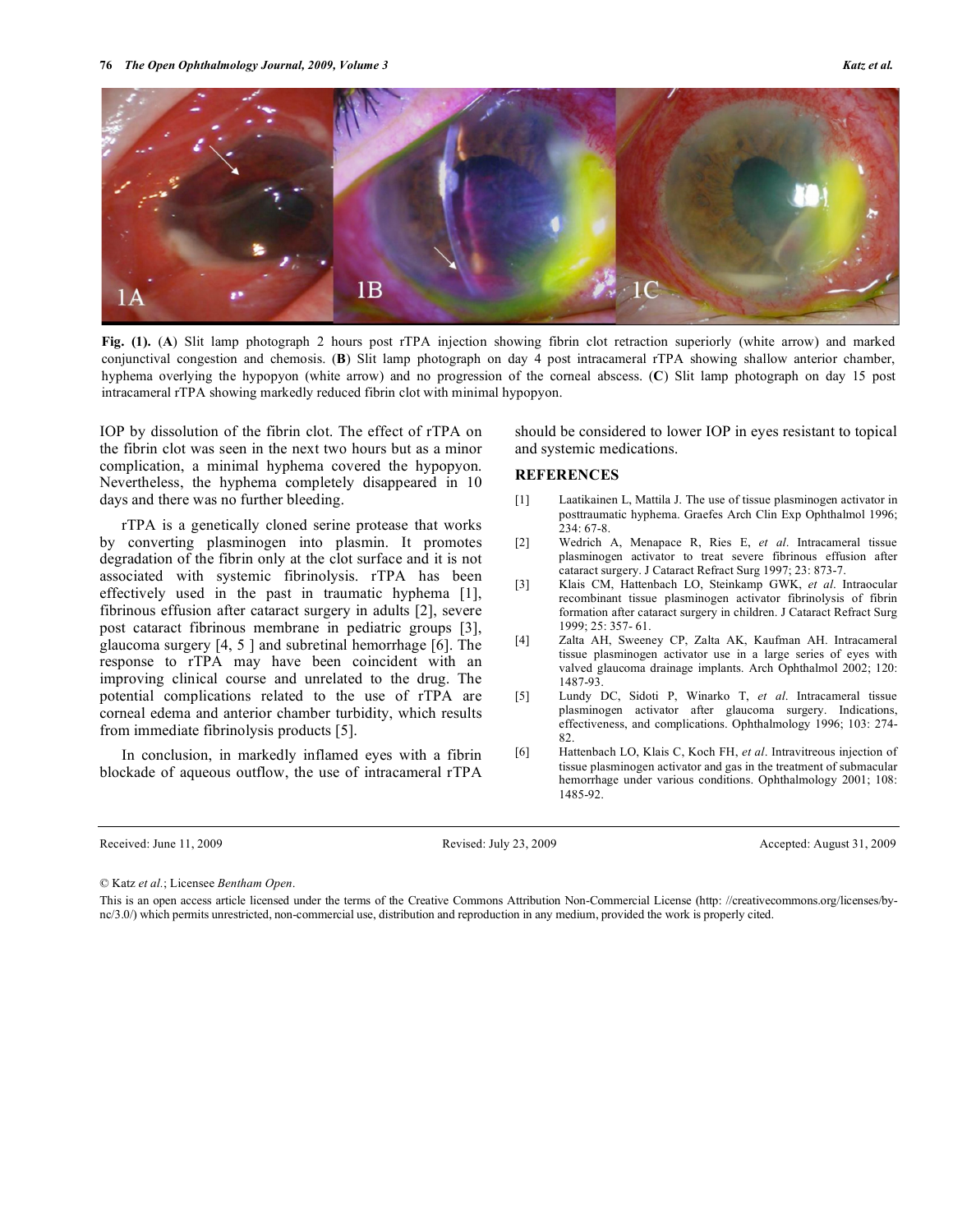**Fig. (1).** (**A**) Slit lamp photograph 2 hours post rTPA injection showing fibrin clot retraction superiorly (white arrow) and marked conjunctival congestion and chemosis. (**B**) Slit lamp photograph on day 4 post intracameral rTPA showing shallow anterior chamber, hyphema overlying the hypopyon (white arrow) and no progression of the corneal abscess. (**C**) Slit lamp photograph on day 15 post intracameral rTPA showing markedly reduced fibrin clot with minimal hypopyon.

IOP by dissolution of the fibrin clot. The effect of rTPA on the fibrin clot was seen in the next two hours but as a minor complication, a minimal hyphema covered the hypopyon. Nevertheless, the hyphema completely disappeared in 10 days and there was no further bleeding.

rTPA is a genetically cloned serine protease that works by converting plasminogen into plasmin. It promotes degradation of the fibrin only at the clot surface and it is not associated with systemic fibrinolysis. rTPA has been effectively used in the past in traumatic hyphema [1], fibrinous effusion after cataract surgery in adults [2], severe post cataract fibrinous membrane in pediatric groups [3], glaucoma surgery [4, 5 ] and subretinal hemorrhage [6]. The response to rTPA may have been coincident with an improving clinical course and unrelated to the drug. The potential complications related to the use of rTPA are corneal edema and anterior chamber turbidity, which results from immediate fibrinolysis products [5].

In conclusion, in markedly inflamed eyes with a fibrin blockade of aqueous outflow, the use of intracameral rTPA should be considered to lower IOP in eyes resistant to topical and systemic medications.

## REFERENCES

[1] Laatikainen L, Mattila J. The use of tissue plasminogen activator in posttraumatic hyphema. Graefes Arch Clin Exp Ophthalmol 1996; 234: 67-8.

[2] Wedrich A, Menapace R, Ries E, *et al*. Intracameral tissue plasminogen activator to treat severe fibrinous effusion after cataract surgery. J Cataract Refract Surg 1997; 23: 873-7.

[3] Klais CM, Hattenbach LO, Steinkamp GWK, *et al*. Intraocular recombinant tissue plasminogen activator fibrinolysis of fibrin formation after cataract surgery in children. J Cataract Refract Surg 1999; 25: 357- 61.

[4] Zalta AH, Sweeney CP, Zalta AK, Kaufman AH. Intracameral tissue plasminogen activator use in a large series of eyes with valved glaucoma drainage implants. Arch Ophthalmol 2002; 120: 1487-93.

[5] Lundy DC, Sidoti P, Winarko T, *et al.* Intracameral tissue plasminogen activator after glaucoma surgery. Indications, effectiveness, and complications. Ophthalmology 1996; 103: 274-82.

[6] Hattenbach LO, Klais C, Koch FH, *et al*. Intravitreous injection of tissue plasminogen activator and gas in the treatment of submacular hemorrhage under various conditions. Ophthalmology 2001; 108: 1485-92.

Received: June 11, 2009 Revised: July 23, 2009 Accepted: August 31, 2009

© Katz *et al.*; Licensee *Bentham Open*.

This is an open access article licensed under the terms of the Creative Commons Attribution Non-Commercial License (http: //creativecommons.org/licenses/by-nc/3.0/) which permits unrestricted, non-commercial use, distribution and reproduction in any medium, provided the work is properly cited.